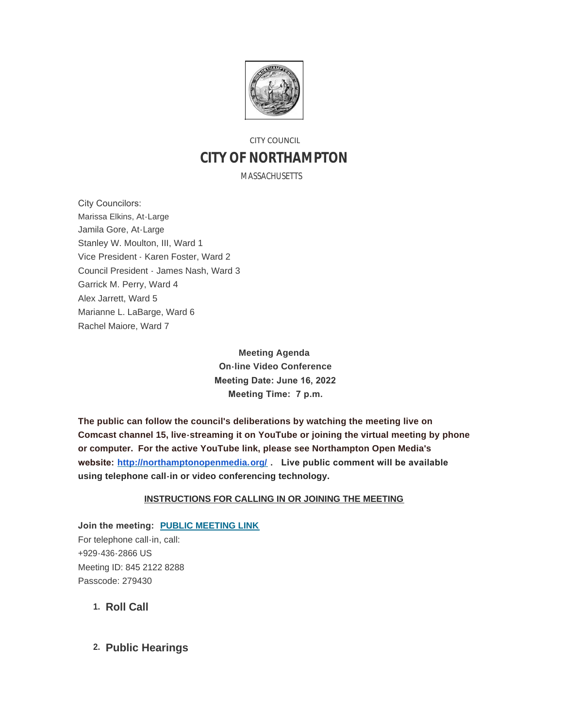CITY COUNCIL

# CITY OF NORTHAMPTON

MASSACHUSETTS

City Councilors:
Marissa Elkins, At-Large
Jamila Gore, At-Large
Stanley W. Moulton, III, Ward 1
Vice President - Karen Foster, Ward 2
Council President - James Nash, Ward 3
Garrick M. Perry, Ward 4
Alex Jarrett, Ward 5
Marianne L. LaBarge, Ward 6
Rachel Maiore, Ward 7

**Meeting Agenda**
**On-line Video Conference**
**Meeting Date: June 16, 2022**
**Meeting Time: 7 p.m.**

**The public can follow the council's deliberations by watching the meeting live on Comcast channel 15, live-streaming it on YouTube or joining the virtual meeting by phone or computer. For the active YouTube link, please see Northampton Open Media's website: [http://northamptonopenmedia.org/](http://northamptonopenmedia.org/) . Live public comment will be available using telephone call-in or video conferencing technology.**

**INSTRUCTIONS FOR CALLING IN OR JOINING THE MEETING**

**Join the meeting: PUBLIC MEETING LINK**
For telephone call-in, call:
+929-436-2866 US
Meeting ID: 845 2122 8288
Passcode: 279430

## 1. Roll Call

## 2. Public Hearings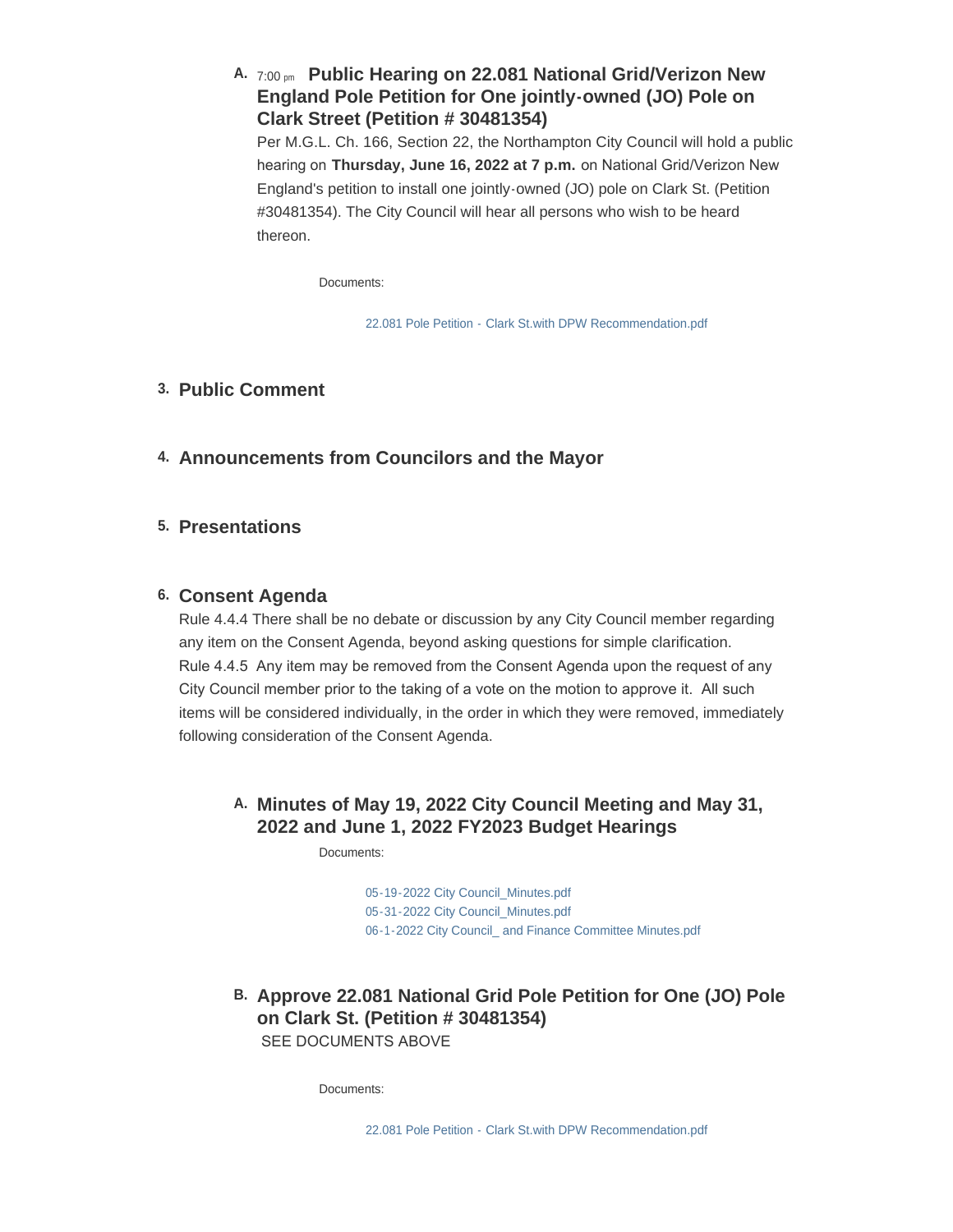### A. 7:00 pm Public Hearing on 22.081 National Grid/Verizon New England Pole Petition for One jointly-owned (JO) Pole on Clark Street (Petition # 30481354)

Per M.G.L. Ch. 166, Section 22, the Northampton City Council will hold a public hearing on **Thursday, June 16, 2022 at 7 p.m.** on National Grid/Verizon New England's petition to install one jointly-owned (JO) pole on Clark St. (Petition #30481354). The City Council will hear all persons who wish to be heard thereon.

Documents:

22.081 Pole Petition - Clark St.with DPW Recommendation.pdf

## 3. Public Comment

## 4. Announcements from Councilors and the Mayor

## 5. Presentations

## 6. Consent Agenda

Rule 4.4.4 There shall be no debate or discussion by any City Council member regarding any item on the Consent Agenda, beyond asking questions for simple clarification.
Rule 4.4.5 Any item may be removed from the Consent Agenda upon the request of any City Council member prior to the taking of a vote on the motion to approve it. All such items will be considered individually, in the order in which they were removed, immediately following consideration of the Consent Agenda.

### A. Minutes of May 19, 2022 City Council Meeting and May 31, 2022 and June 1, 2022 FY2023 Budget Hearings

Documents:

05-19-2022 City Council_Minutes.pdf
05-31-2022 City Council_Minutes.pdf
06-1-2022 City Council_ and Finance Committee Minutes.pdf

### B. Approve 22.081 National Grid Pole Petition for One (JO) Pole on Clark St. (Petition # 30481354)

SEE DOCUMENTS ABOVE

Documents:

22.081 Pole Petition - Clark St.with DPW Recommendation.pdf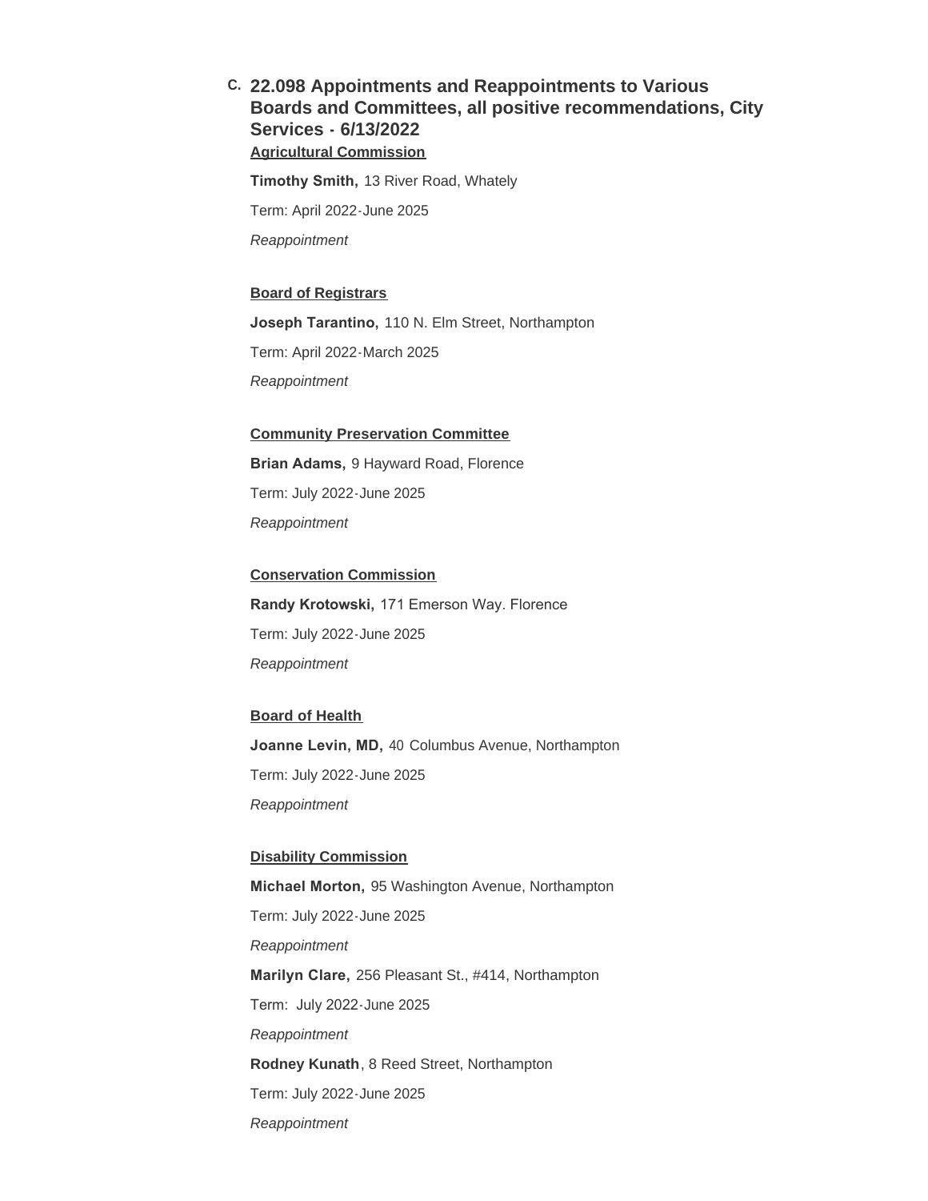### C. 22.098 Appointments and Reappointments to Various Boards and Committees, all positive recommendations, City Services - 6/13/2022

**Agricultural Commission**

**Timothy Smith,** 13 River Road, Whately

Term: April 2022-June 2025

*Reappointment*

**Board of Registrars**

**Joseph Tarantino,** 110 N. Elm Street, Northampton

Term: April 2022-March 2025

*Reappointment*

**Community Preservation Committee**

**Brian Adams,** 9 Hayward Road, Florence

Term: July 2022-June 2025

*Reappointment*

**Conservation Commission**

**Randy Krotowski,** 171 Emerson Way. Florence

Term: July 2022-June 2025

*Reappointment*

**Board of Health**

**Joanne Levin, MD,** 40 Columbus Avenue, Northampton

Term: July 2022-June 2025

*Reappointment*

**Disability Commission**

**Michael Morton,** 95 Washington Avenue, Northampton

Term: July 2022-June 2025

*Reappointment*

**Marilyn Clare,** 256 Pleasant St., #414, Northampton

Term: July 2022-June 2025

*Reappointment*

**Rodney Kunath**, 8 Reed Street, Northampton

Term: July 2022-June 2025

*Reappointment*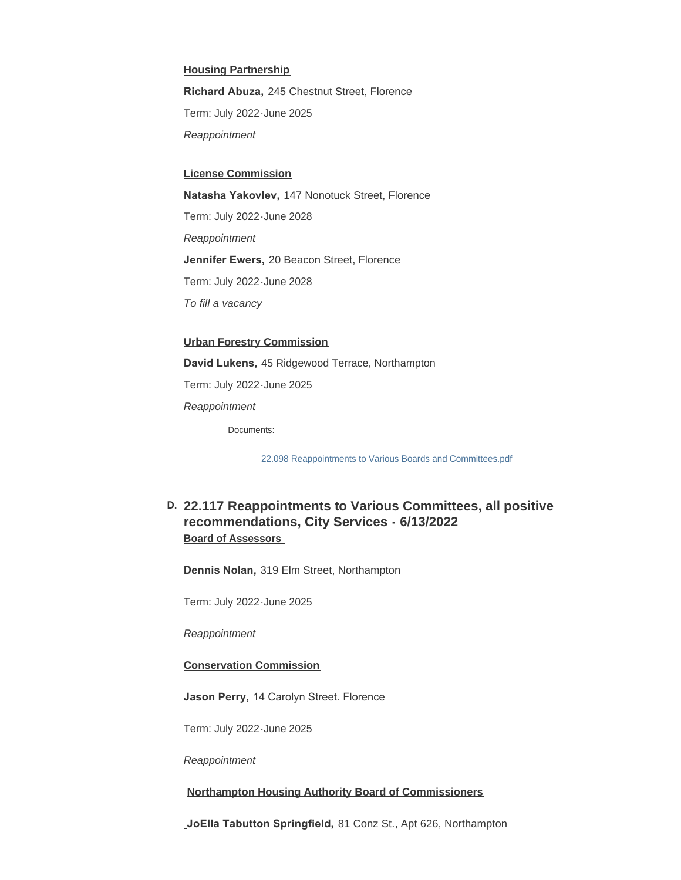**Housing Partnership**

**Richard Abuza,** 245 Chestnut Street, Florence

Term: July 2022-June 2025

*Reappointment*

**License Commission**

**Natasha Yakovlev,** 147 Nonotuck Street, Florence

Term: July 2022-June 2028

*Reappointment*

**Jennifer Ewers,** 20 Beacon Street, Florence

Term: July 2022-June 2028

*To fill a vacancy*

**Urban Forestry Commission**

**David Lukens,** 45 Ridgewood Terrace, Northampton

Term: July 2022-June 2025

*Reappointment*

Documents:

22.098 Reappointments to Various Boards and Committees.pdf

### D. 22.117 Reappointments to Various Committees, all positive recommendations, City Services - 6/13/2022

**Board of Assessors**

**Dennis Nolan,** 319 Elm Street, Northampton

Term: July 2022-June 2025

*Reappointment*

**Conservation Commission**

**Jason Perry,** 14 Carolyn Street. Florence

Term: July 2022-June 2025

*Reappointment*

**Northampton Housing Authority Board of Commissioners**

**JoElla Tabutton Springfield,** 81 Conz St., Apt 626, Northampton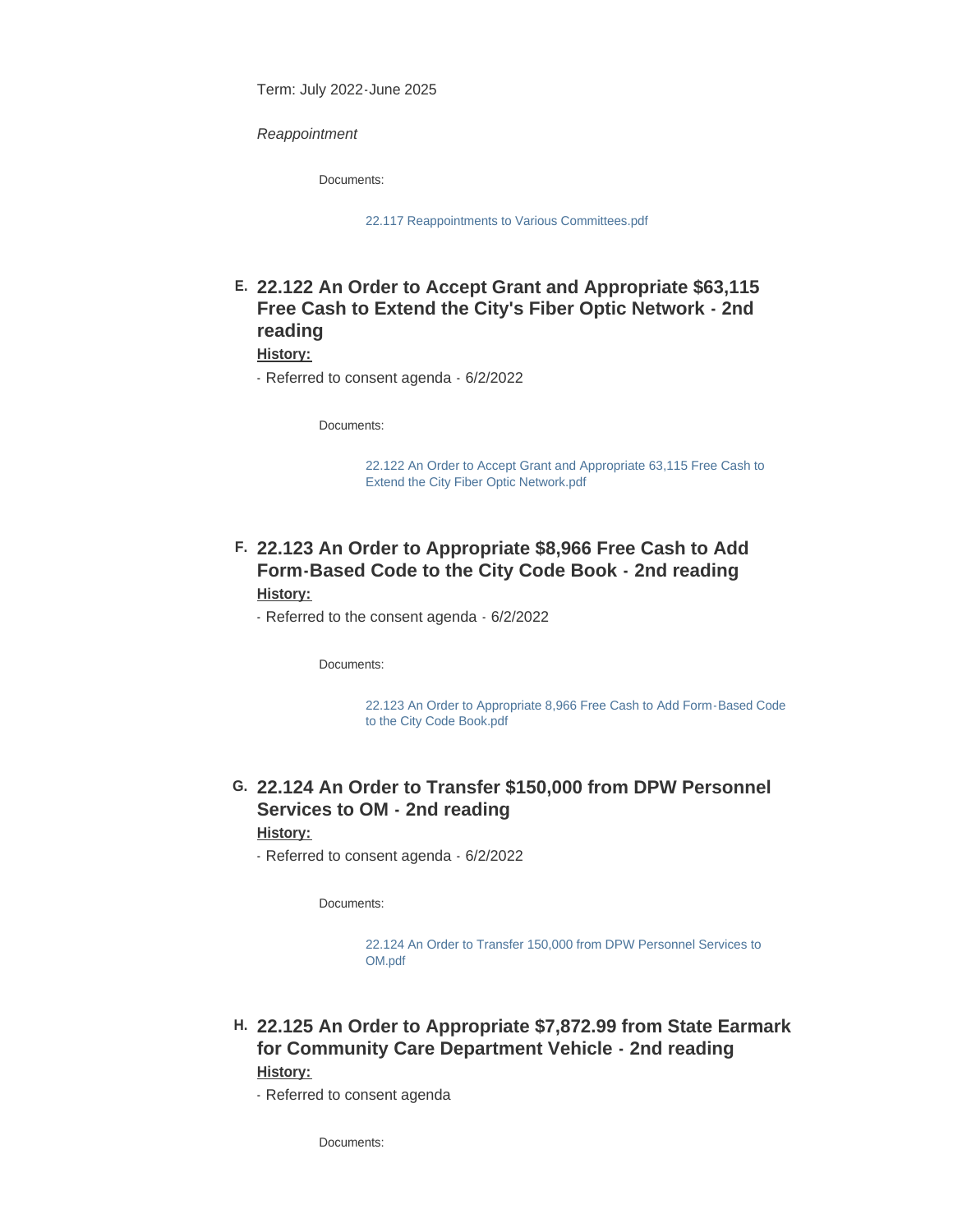Term: July 2022-June 2025

*Reappointment*

Documents:

22.117 Reappointments to Various Committees.pdf

### E. 22.122 An Order to Accept Grant and Appropriate $63,115 Free Cash to Extend the City's Fiber Optic Network - 2nd reading

**History:**

- Referred to consent agenda - 6/2/2022

Documents:

22.122 An Order to Accept Grant and Appropriate 63,115 Free Cash to Extend the City Fiber Optic Network.pdf

### F. 22.123 An Order to Appropriate $8,966 Free Cash to Add Form-Based Code to the City Code Book - 2nd reading

**History:**

- Referred to the consent agenda - 6/2/2022

Documents:

22.123 An Order to Appropriate 8,966 Free Cash to Add Form-Based Code to the City Code Book.pdf

### G. 22.124 An Order to Transfer $150,000 from DPW Personnel Services to OM - 2nd reading

**History:**

- Referred to consent agenda - 6/2/2022

Documents:

22.124 An Order to Transfer 150,000 from DPW Personnel Services to OM.pdf

### H. 22.125 An Order to Appropriate $7,872.99 from State Earmark for Community Care Department Vehicle - 2nd reading

**History:**

- Referred to consent agenda

Documents: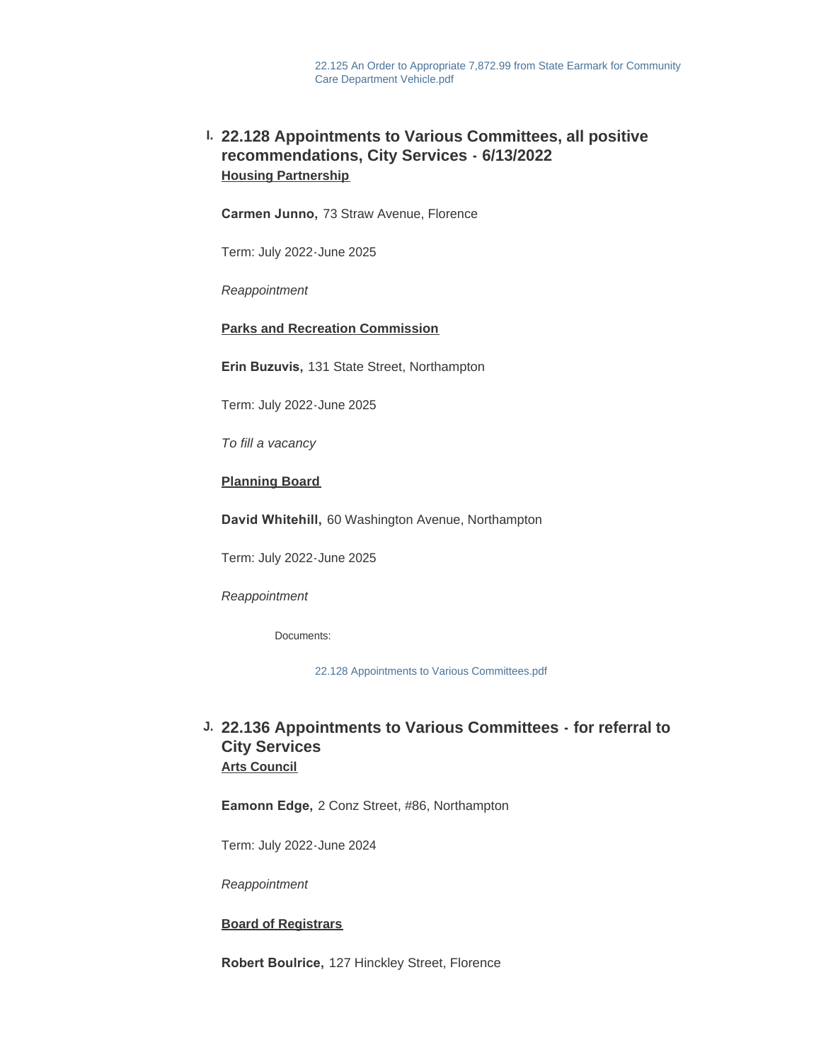22.125 An Order to Appropriate 7,872.99 from State Earmark for Community Care Department Vehicle.pdf

### I. 22.128 Appointments to Various Committees, all positive recommendations, City Services - 6/13/2022

**Housing Partnership**

**Carmen Junno,** 73 Straw Avenue, Florence

Term: July 2022-June 2025

*Reappointment*

**Parks and Recreation Commission**

**Erin Buzuvis,** 131 State Street, Northampton

Term: July 2022-June 2025

*To fill a vacancy*

**Planning Board**

**David Whitehill,** 60 Washington Avenue, Northampton

Term: July 2022-June 2025

*Reappointment*

Documents:

22.128 Appointments to Various Committees.pdf

### J. 22.136 Appointments to Various Committees - for referral to City Services

**Arts Council**

**Eamonn Edge,** 2 Conz Street, #86, Northampton

Term: July 2022-June 2024

*Reappointment*

**Board of Registrars**

**Robert Boulrice,** 127 Hinckley Street, Florence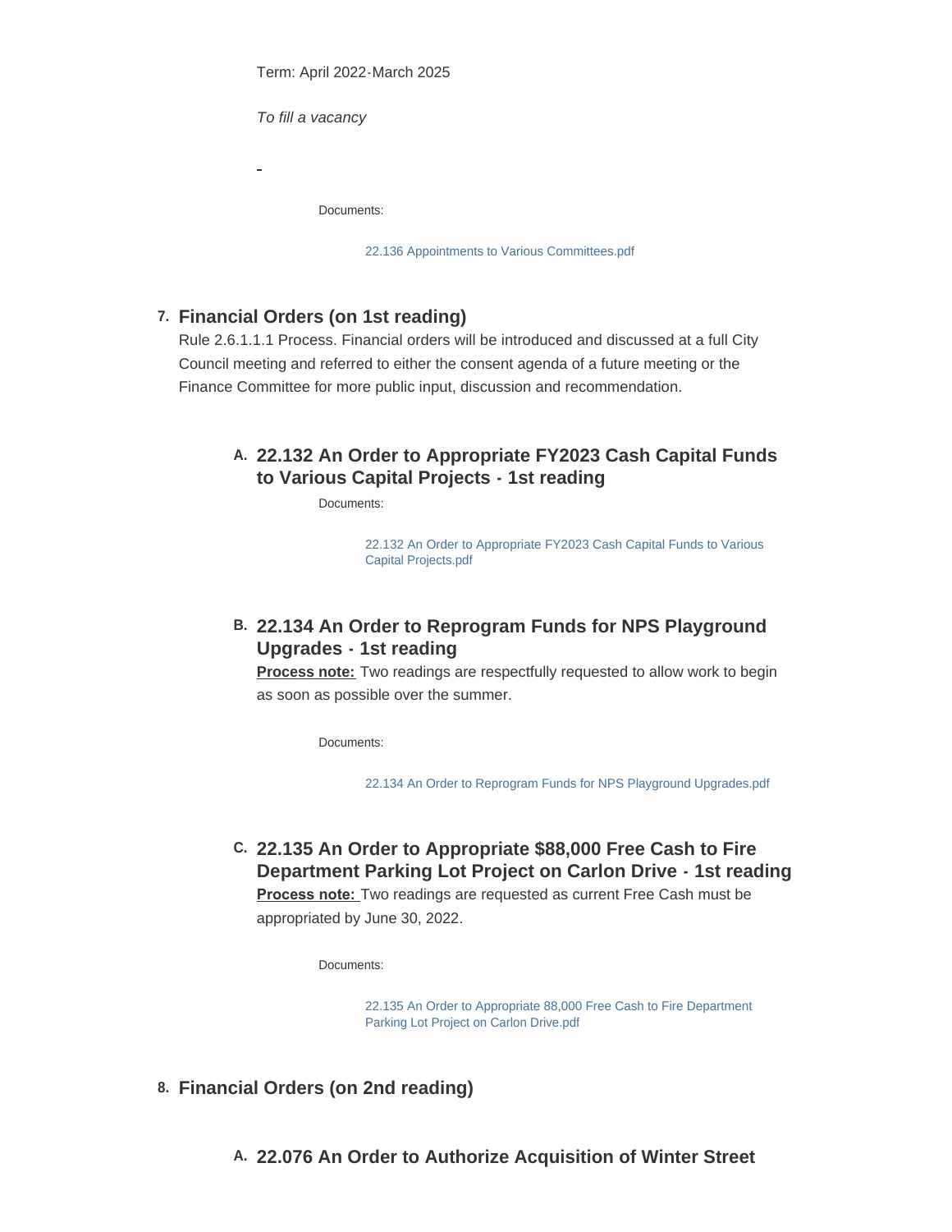Term: April 2022-March 2025

*To fill a vacancy*

-

Documents:

22.136 Appointments to Various Committees.pdf

## 7. Financial Orders (on 1st reading)

Rule 2.6.1.1.1 Process. Financial orders will be introduced and discussed at a full City Council meeting and referred to either the consent agenda of a future meeting or the Finance Committee for more public input, discussion and recommendation.

### A. 22.132 An Order to Appropriate FY2023 Cash Capital Funds to Various Capital Projects - 1st reading

Documents:

22.132 An Order to Appropriate FY2023 Cash Capital Funds to Various Capital Projects.pdf

### B. 22.134 An Order to Reprogram Funds for NPS Playground Upgrades - 1st reading

**Process note:** Two readings are respectfully requested to allow work to begin as soon as possible over the summer.

Documents:

22.134 An Order to Reprogram Funds for NPS Playground Upgrades.pdf

### C. 22.135 An Order to Appropriate $88,000 Free Cash to Fire Department Parking Lot Project on Carlon Drive - 1st reading

**Process note:** Two readings are requested as current Free Cash must be appropriated by June 30, 2022.

Documents:

22.135 An Order to Appropriate 88,000 Free Cash to Fire Department Parking Lot Project on Carlon Drive.pdf

## 8. Financial Orders (on 2nd reading)

### A. 22.076 An Order to Authorize Acquisition of Winter Street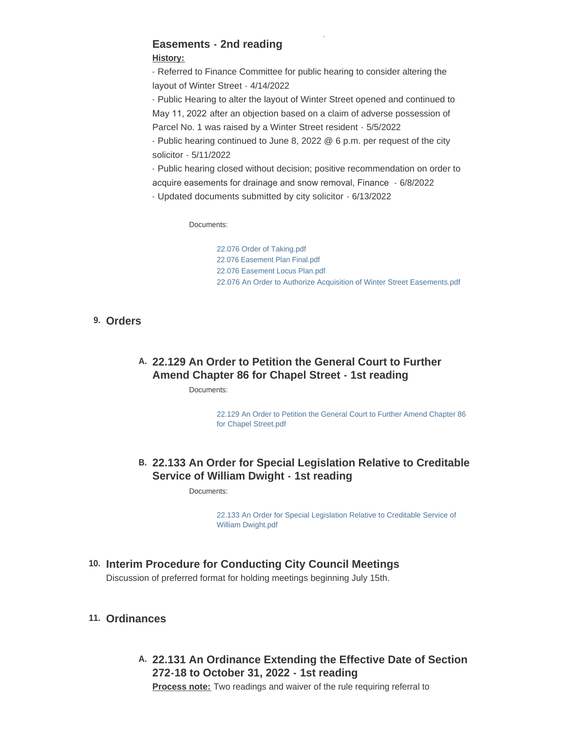### Easements - 2nd reading

**History:**

- Referred to Finance Committee for public hearing to consider altering the layout of Winter Street - 4/14/2022
- Public Hearing to alter the layout of Winter Street opened and continued to May 11, 2022 after an objection based on a claim of adverse possession of Parcel No. 1 was raised by a Winter Street resident - 5/5/2022
- Public hearing continued to June 8, 2022 @ 6 p.m. per request of the city solicitor - 5/11/2022
- Public hearing closed without decision; positive recommendation on order to acquire easements for drainage and snow removal, Finance - 6/8/2022
- Updated documents submitted by city solicitor - 6/13/2022

Documents:

- 22.076 Order of Taking.pdf
- 22.076 Easement Plan Final.pdf
- 22.076 Easement Locus Plan.pdf
- 22.076 An Order to Authorize Acquisition of Winter Street Easements.pdf

## 9. Orders

### A. 22.129 An Order to Petition the General Court to Further Amend Chapter 86 for Chapel Street - 1st reading

Documents:

- 22.129 An Order to Petition the General Court to Further Amend Chapter 86 for Chapel Street.pdf

### B. 22.133 An Order for Special Legislation Relative to Creditable Service of William Dwight - 1st reading

Documents:

- 22.133 An Order for Special Legislation Relative to Creditable Service of William Dwight.pdf

## 10. Interim Procedure for Conducting City Council Meetings

Discussion of preferred format for holding meetings beginning July 15th.

## 11. Ordinances

### A. 22.131 An Ordinance Extending the Effective Date of Section 272-18 to October 31, 2022 - 1st reading

**Process note:** Two readings and waiver of the rule requiring referral to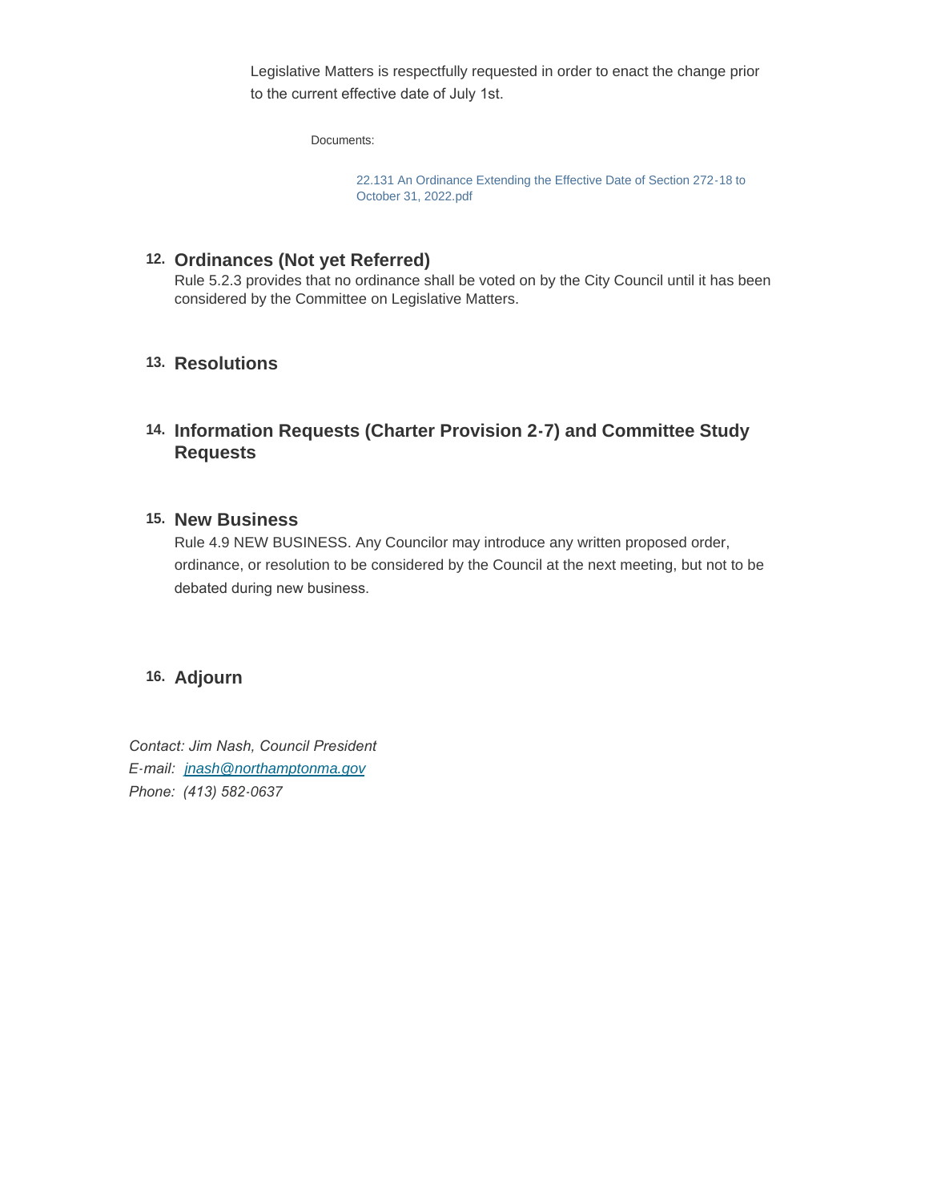Legislative Matters is respectfully requested in order to enact the change prior to the current effective date of July 1st.

Documents:

22.131 An Ordinance Extending the Effective Date of Section 272-18 to October 31, 2022.pdf

## 12. Ordinances (Not yet Referred)

Rule 5.2.3 provides that no ordinance shall be voted on by the City Council until it has been considered by the Committee on Legislative Matters.

## 13. Resolutions

## 14. Information Requests (Charter Provision 2-7) and Committee Study Requests

## 15. New Business

Rule 4.9 NEW BUSINESS. Any Councilor may introduce any written proposed order, ordinance, or resolution to be considered by the Council at the next meeting, but not to be debated during new business.

## 16. Adjourn

*Contact: Jim Nash, Council President*
*E-mail: jnash@northamptonma.gov*
*Phone: (413) 582-0637*